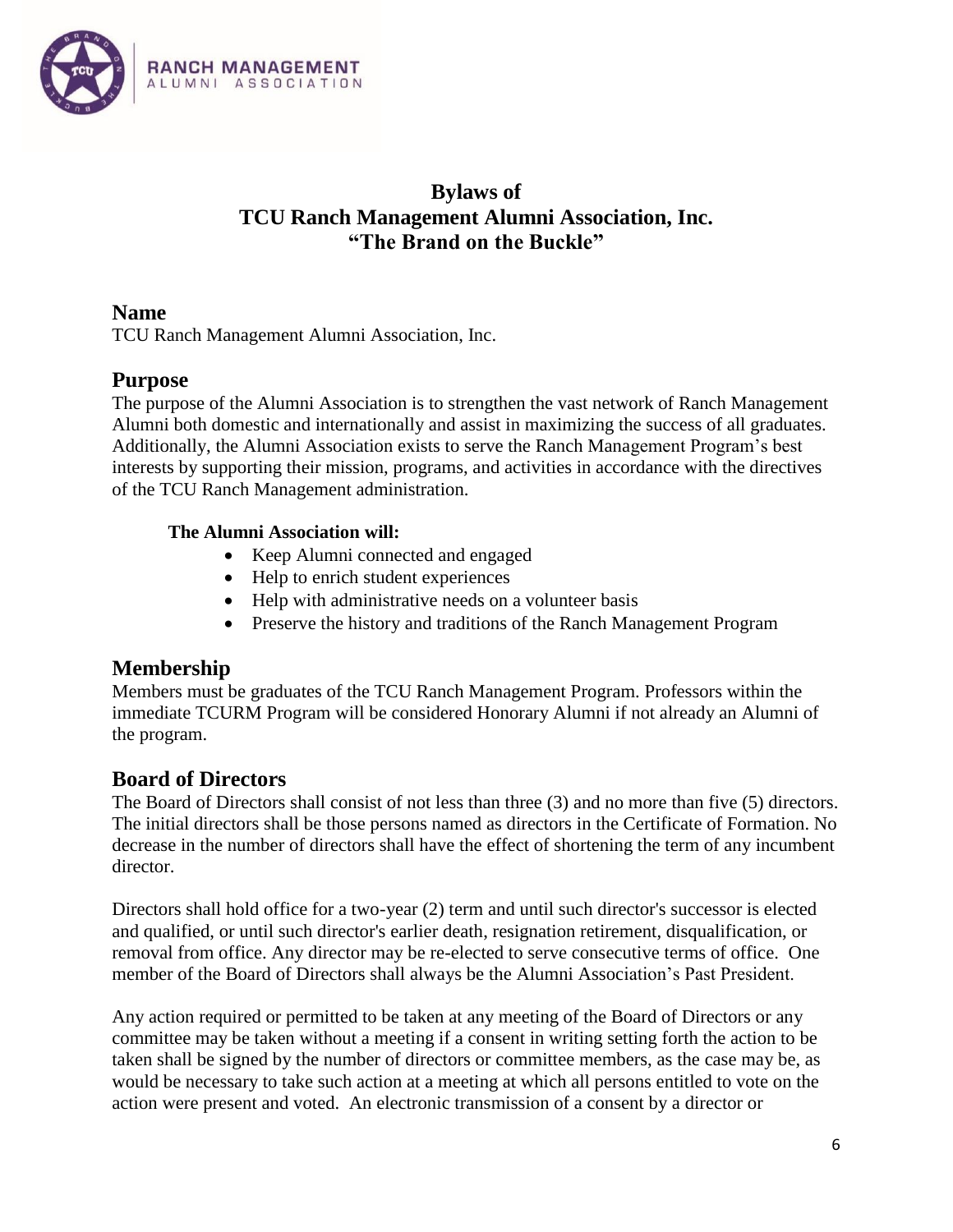RANCH MANAGEMENT
ALUMNI ASSOCIATION

# Bylaws of
# TCU Ranch Management Alumni Association, Inc.
# "The Brand on the Buckle"

## Name

TCU Ranch Management Alumni Association, Inc.

## Purpose

The purpose of the Alumni Association is to strengthen the vast network of Ranch Management Alumni both domestic and internationally and assist in maximizing the success of all graduates. Additionally, the Alumni Association exists to serve the Ranch Management Program's best interests by supporting their mission, programs, and activities in accordance with the directives of the TCU Ranch Management administration.

**The Alumni Association will:**

- Keep Alumni connected and engaged
- Help to enrich student experiences
- Help with administrative needs on a volunteer basis
- Preserve the history and traditions of the Ranch Management Program

## Membership

Members must be graduates of the TCU Ranch Management Program. Professors within the immediate TCURM Program will be considered Honorary Alumni if not already an Alumni of the program.

## Board of Directors

The Board of Directors shall consist of not less than three (3) and no more than five (5) directors. The initial directors shall be those persons named as directors in the Certificate of Formation. No decrease in the number of directors shall have the effect of shortening the term of any incumbent director.

Directors shall hold office for a two-year (2) term and until such director's successor is elected and qualified, or until such director's earlier death, resignation retirement, disqualification, or removal from office. Any director may be re-elected to serve consecutive terms of office. One member of the Board of Directors shall always be the Alumni Association's Past President.

Any action required or permitted to be taken at any meeting of the Board of Directors or any committee may be taken without a meeting if a consent in writing setting forth the action to be taken shall be signed by the number of directors or committee members, as the case may be, as would be necessary to take such action at a meeting at which all persons entitled to vote on the action were present and voted. An electronic transmission of a consent by a director or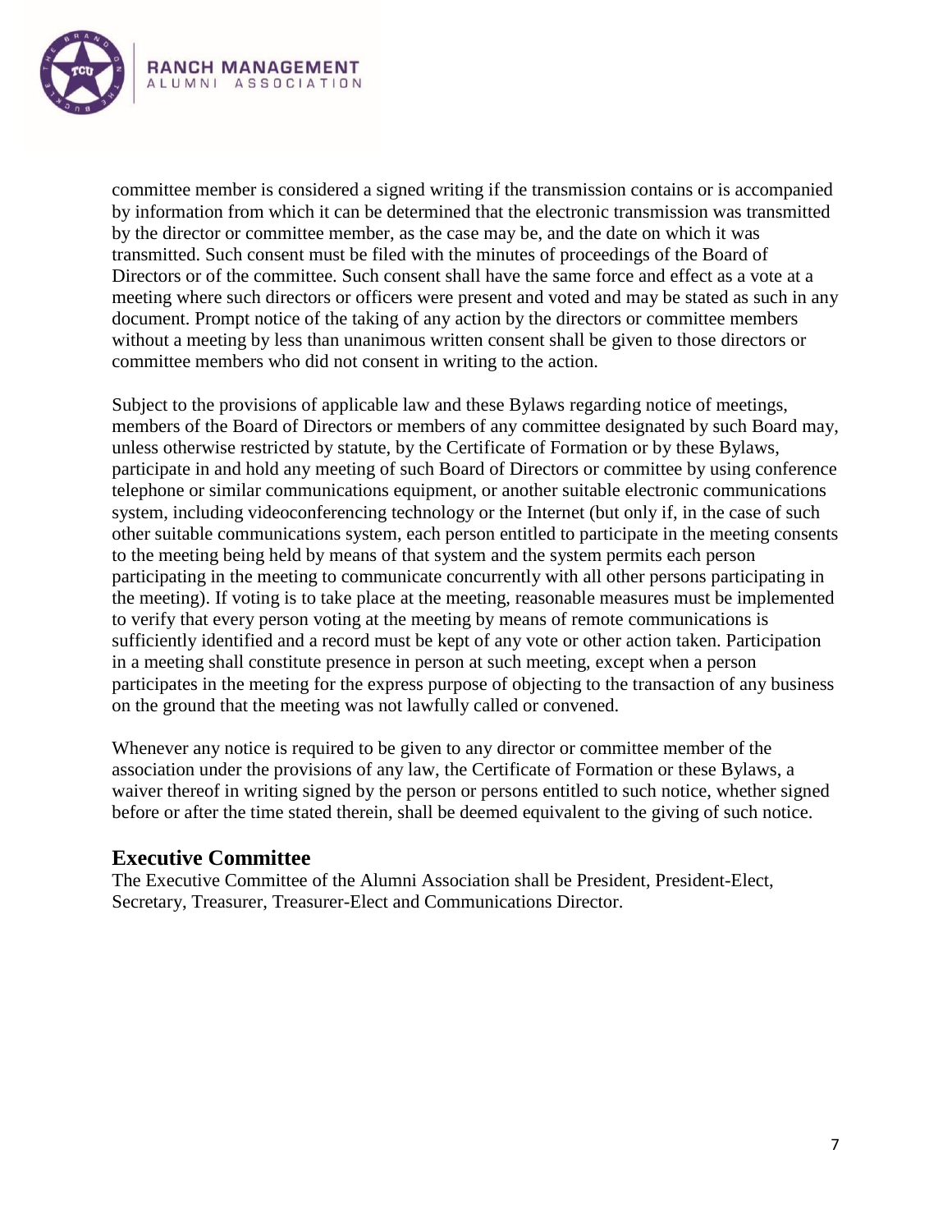committee member is considered a signed writing if the transmission contains or is accompanied by information from which it can be determined that the electronic transmission was transmitted by the director or committee member, as the case may be, and the date on which it was transmitted. Such consent must be filed with the minutes of proceedings of the Board of Directors or of the committee. Such consent shall have the same force and effect as a vote at a meeting where such directors or officers were present and voted and may be stated as such in any document. Prompt notice of the taking of any action by the directors or committee members without a meeting by less than unanimous written consent shall be given to those directors or committee members who did not consent in writing to the action.

Subject to the provisions of applicable law and these Bylaws regarding notice of meetings, members of the Board of Directors or members of any committee designated by such Board may, unless otherwise restricted by statute, by the Certificate of Formation or by these Bylaws, participate in and hold any meeting of such Board of Directors or committee by using conference telephone or similar communications equipment, or another suitable electronic communications system, including videoconferencing technology or the Internet (but only if, in the case of such other suitable communications system, each person entitled to participate in the meeting consents to the meeting being held by means of that system and the system permits each person participating in the meeting to communicate concurrently with all other persons participating in the meeting). If voting is to take place at the meeting, reasonable measures must be implemented to verify that every person voting at the meeting by means of remote communications is sufficiently identified and a record must be kept of any vote or other action taken. Participation in a meeting shall constitute presence in person at such meeting, except when a person participates in the meeting for the express purpose of objecting to the transaction of any business on the ground that the meeting was not lawfully called or convened.

Whenever any notice is required to be given to any director or committee member of the association under the provisions of any law, the Certificate of Formation or these Bylaws, a waiver thereof in writing signed by the person or persons entitled to such notice, whether signed before or after the time stated therein, shall be deemed equivalent to the giving of such notice.

## Executive Committee

The Executive Committee of the Alumni Association shall be President, President-Elect, Secretary, Treasurer, Treasurer-Elect and Communications Director.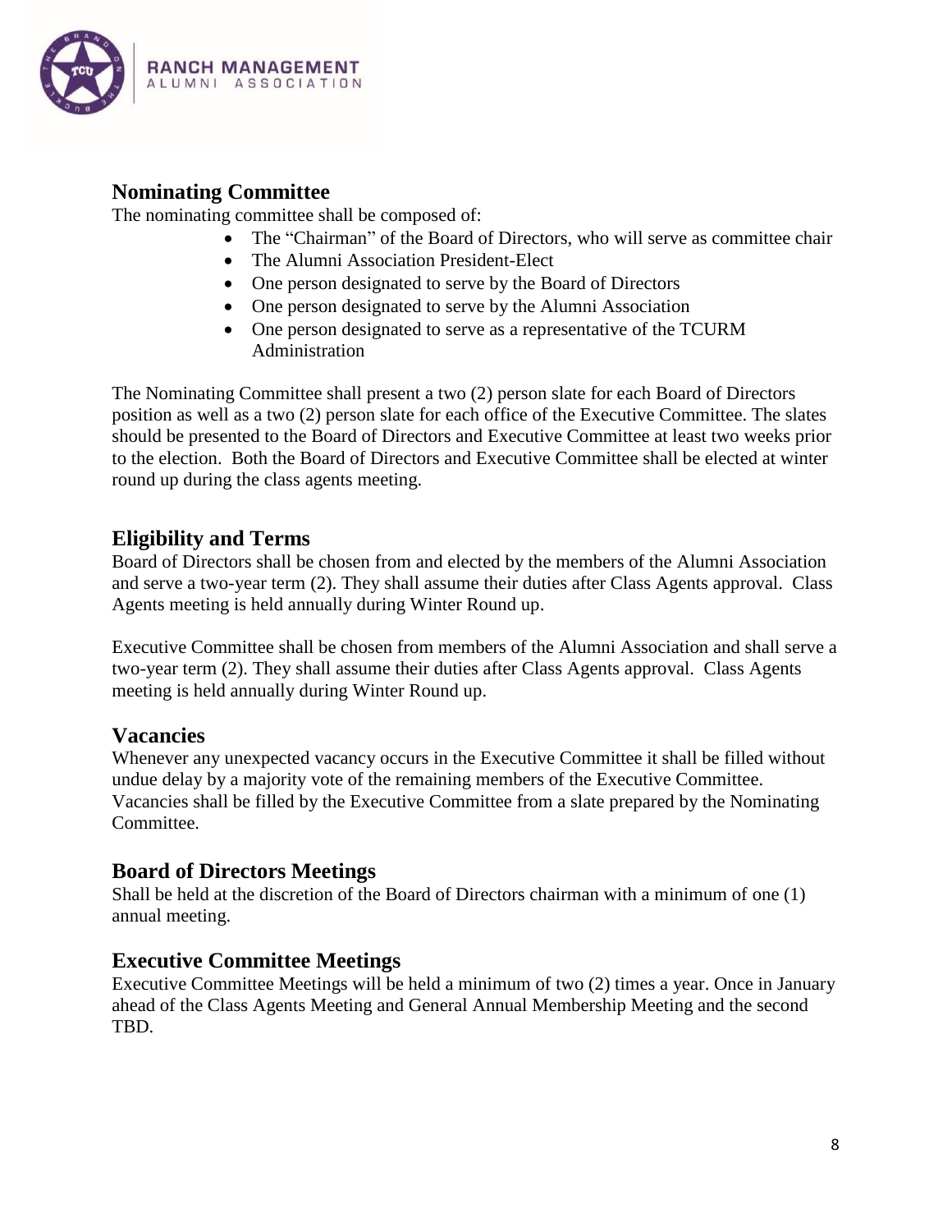## Nominating Committee

The nominating committee shall be composed of:

- The "Chairman" of the Board of Directors, who will serve as committee chair
- The Alumni Association President-Elect
- One person designated to serve by the Board of Directors
- One person designated to serve by the Alumni Association
- One person designated to serve as a representative of the TCURM Administration

The Nominating Committee shall present a two (2) person slate for each Board of Directors position as well as a two (2) person slate for each office of the Executive Committee. The slates should be presented to the Board of Directors and Executive Committee at least two weeks prior to the election. Both the Board of Directors and Executive Committee shall be elected at winter round up during the class agents meeting.

## Eligibility and Terms

Board of Directors shall be chosen from and elected by the members of the Alumni Association and serve a two-year term (2). They shall assume their duties after Class Agents approval. Class Agents meeting is held annually during Winter Round up.

Executive Committee shall be chosen from members of the Alumni Association and shall serve a two-year term (2). They shall assume their duties after Class Agents approval. Class Agents meeting is held annually during Winter Round up.

## Vacancies

Whenever any unexpected vacancy occurs in the Executive Committee it shall be filled without undue delay by a majority vote of the remaining members of the Executive Committee. Vacancies shall be filled by the Executive Committee from a slate prepared by the Nominating Committee.

## Board of Directors Meetings

Shall be held at the discretion of the Board of Directors chairman with a minimum of one (1) annual meeting.

## Executive Committee Meetings

Executive Committee Meetings will be held a minimum of two (2) times a year. Once in January ahead of the Class Agents Meeting and General Annual Membership Meeting and the second TBD.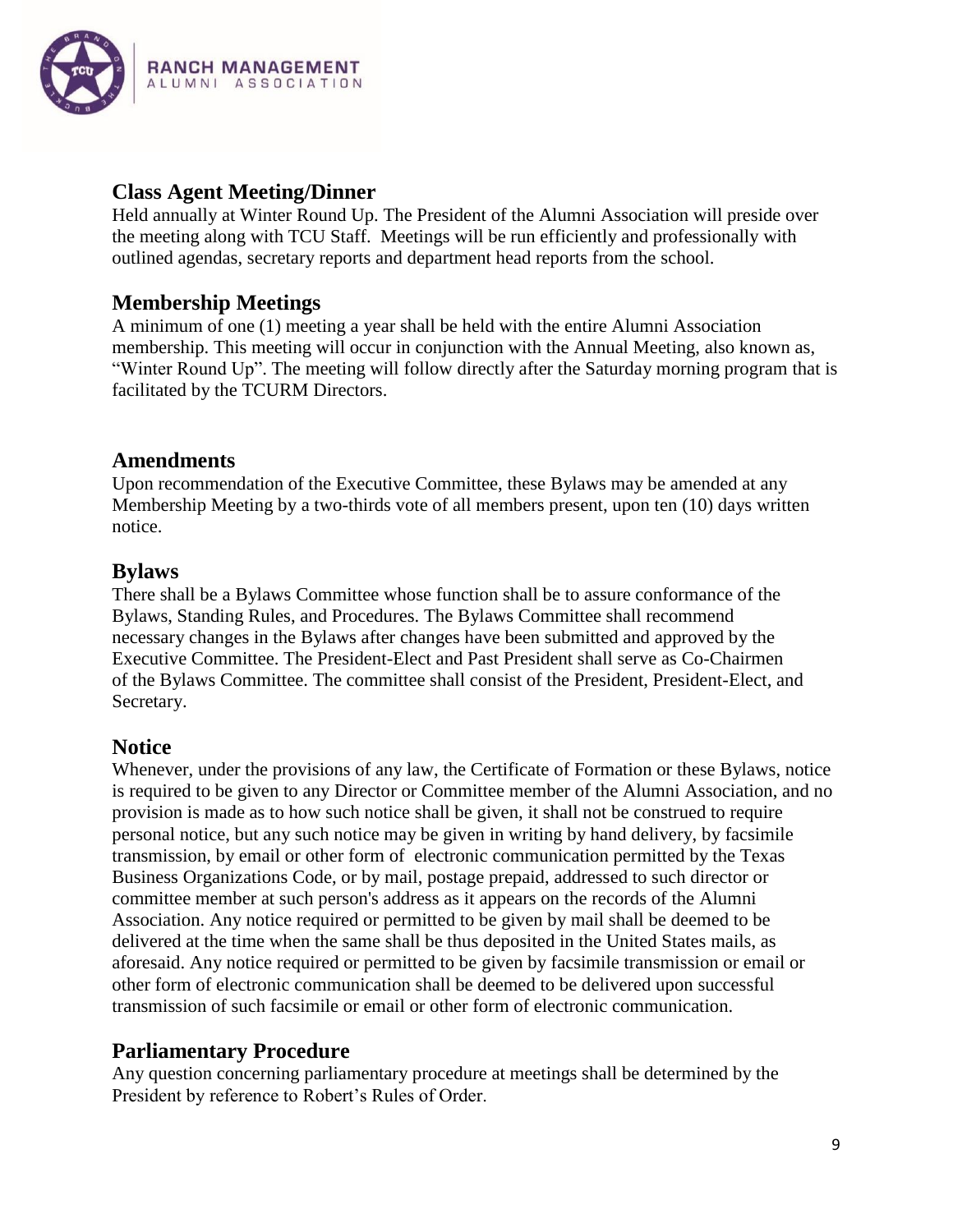## Class Agent Meeting/Dinner

Held annually at Winter Round Up. The President of the Alumni Association will preside over the meeting along with TCU Staff. Meetings will be run efficiently and professionally with outlined agendas, secretary reports and department head reports from the school.

## Membership Meetings

A minimum of one (1) meeting a year shall be held with the entire Alumni Association membership. This meeting will occur in conjunction with the Annual Meeting, also known as, "Winter Round Up". The meeting will follow directly after the Saturday morning program that is facilitated by the TCURM Directors.

## Amendments

Upon recommendation of the Executive Committee, these Bylaws may be amended at any Membership Meeting by a two-thirds vote of all members present, upon ten (10) days written notice.

## Bylaws

There shall be a Bylaws Committee whose function shall be to assure conformance of the Bylaws, Standing Rules, and Procedures. The Bylaws Committee shall recommend necessary changes in the Bylaws after changes have been submitted and approved by the Executive Committee. The President-Elect and Past President shall serve as Co-Chairmen of the Bylaws Committee. The committee shall consist of the President, President-Elect, and Secretary.

## Notice

Whenever, under the provisions of any law, the Certificate of Formation or these Bylaws, notice is required to be given to any Director or Committee member of the Alumni Association, and no provision is made as to how such notice shall be given, it shall not be construed to require personal notice, but any such notice may be given in writing by hand delivery, by facsimile transmission, by email or other form of electronic communication permitted by the Texas Business Organizations Code, or by mail, postage prepaid, addressed to such director or committee member at such person's address as it appears on the records of the Alumni Association. Any notice required or permitted to be given by mail shall be deemed to be delivered at the time when the same shall be thus deposited in the United States mails, as aforesaid. Any notice required or permitted to be given by facsimile transmission or email or other form of electronic communication shall be deemed to be delivered upon successful transmission of such facsimile or email or other form of electronic communication.

## Parliamentary Procedure

Any question concerning parliamentary procedure at meetings shall be determined by the President by reference to Robert's Rules of Order.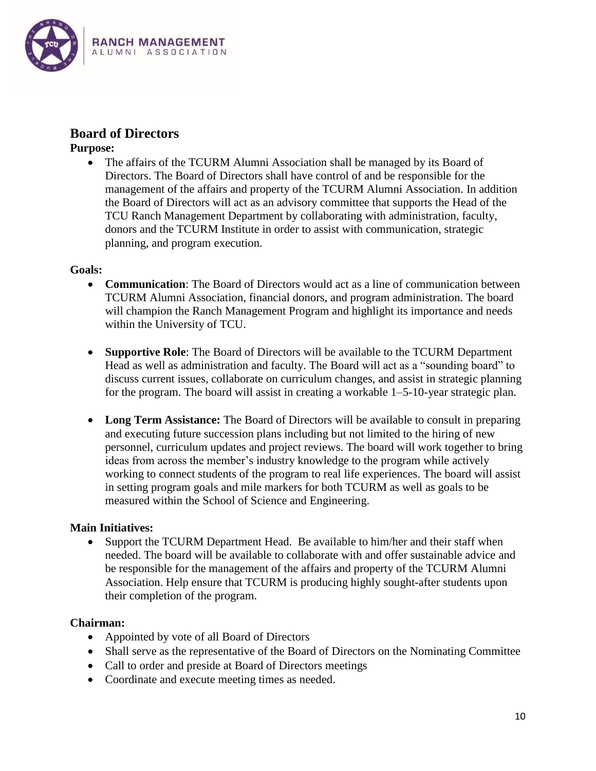## Board of Directors

**Purpose:**

- The affairs of the TCURM Alumni Association shall be managed by its Board of Directors. The Board of Directors shall have control of and be responsible for the management of the affairs and property of the TCURM Alumni Association. In addition the Board of Directors will act as an advisory committee that supports the Head of the TCU Ranch Management Department by collaborating with administration, faculty, donors and the TCURM Institute in order to assist with communication, strategic planning, and program execution.

**Goals:**

- **Communication**: The Board of Directors would act as a line of communication between TCURM Alumni Association, financial donors, and program administration. The board will champion the Ranch Management Program and highlight its importance and needs within the University of TCU.

- **Supportive Role**: The Board of Directors will be available to the TCURM Department Head as well as administration and faculty. The Board will act as a "sounding board" to discuss current issues, collaborate on curriculum changes, and assist in strategic planning for the program. The board will assist in creating a workable 1–5-10-year strategic plan.

- **Long Term Assistance:** The Board of Directors will be available to consult in preparing and executing future succession plans including but not limited to the hiring of new personnel, curriculum updates and project reviews. The board will work together to bring ideas from across the member's industry knowledge to the program while actively working to connect students of the program to real life experiences. The board will assist in setting program goals and mile markers for both TCURM as well as goals to be measured within the School of Science and Engineering.

**Main Initiatives:**

- Support the TCURM Department Head. Be available to him/her and their staff when needed. The board will be available to collaborate with and offer sustainable advice and be responsible for the management of the affairs and property of the TCURM Alumni Association. Help ensure that TCURM is producing highly sought-after students upon their completion of the program.

**Chairman:**

- Appointed by vote of all Board of Directors
- Shall serve as the representative of the Board of Directors on the Nominating Committee
- Call to order and preside at Board of Directors meetings
- Coordinate and execute meeting times as needed.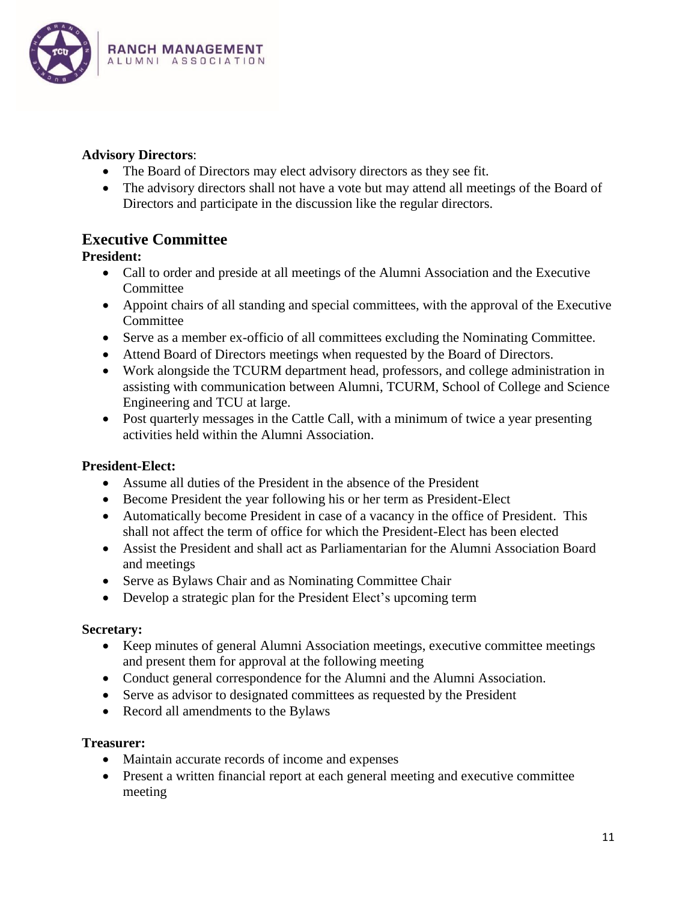**Advisory Directors**:

- The Board of Directors may elect advisory directors as they see fit.
- The advisory directors shall not have a vote but may attend all meetings of the Board of Directors and participate in the discussion like the regular directors.

## Executive Committee

**President:**

- Call to order and preside at all meetings of the Alumni Association and the Executive Committee
- Appoint chairs of all standing and special committees, with the approval of the Executive Committee
- Serve as a member ex-officio of all committees excluding the Nominating Committee.
- Attend Board of Directors meetings when requested by the Board of Directors.
- Work alongside the TCURM department head, professors, and college administration in assisting with communication between Alumni, TCURM, School of College and Science Engineering and TCU at large.
- Post quarterly messages in the Cattle Call, with a minimum of twice a year presenting activities held within the Alumni Association.

**President-Elect:**

- Assume all duties of the President in the absence of the President
- Become President the year following his or her term as President-Elect
- Automatically become President in case of a vacancy in the office of President. This shall not affect the term of office for which the President-Elect has been elected
- Assist the President and shall act as Parliamentarian for the Alumni Association Board and meetings
- Serve as Bylaws Chair and as Nominating Committee Chair
- Develop a strategic plan for the President Elect's upcoming term

**Secretary:**

- Keep minutes of general Alumni Association meetings, executive committee meetings and present them for approval at the following meeting
- Conduct general correspondence for the Alumni and the Alumni Association.
- Serve as advisor to designated committees as requested by the President
- Record all amendments to the Bylaws

**Treasurer:**

- Maintain accurate records of income and expenses
- Present a written financial report at each general meeting and executive committee meeting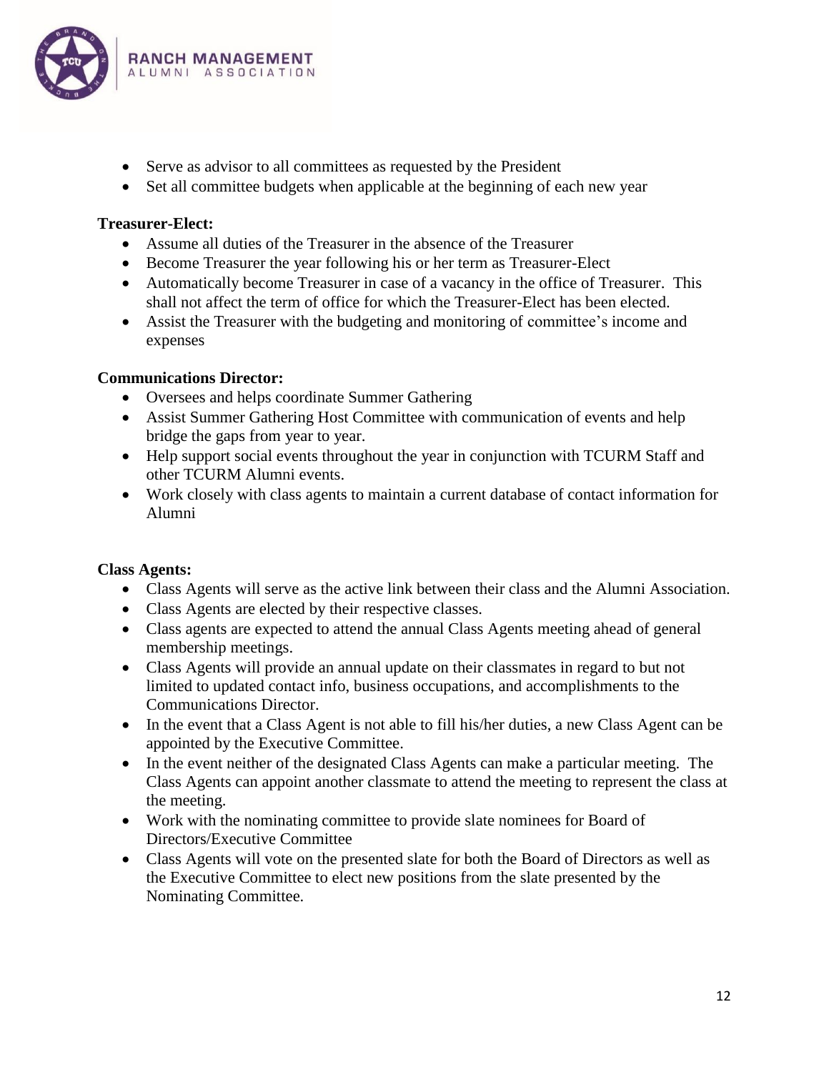- Serve as advisor to all committees as requested by the President
- Set all committee budgets when applicable at the beginning of each new year

**Treasurer-Elect:**

- Assume all duties of the Treasurer in the absence of the Treasurer
- Become Treasurer the year following his or her term as Treasurer-Elect
- Automatically become Treasurer in case of a vacancy in the office of Treasurer. This shall not affect the term of office for which the Treasurer-Elect has been elected.
- Assist the Treasurer with the budgeting and monitoring of committee's income and expenses

**Communications Director:**

- Oversees and helps coordinate Summer Gathering
- Assist Summer Gathering Host Committee with communication of events and help bridge the gaps from year to year.
- Help support social events throughout the year in conjunction with TCURM Staff and other TCURM Alumni events.
- Work closely with class agents to maintain a current database of contact information for Alumni

**Class Agents:**

- Class Agents will serve as the active link between their class and the Alumni Association.
- Class Agents are elected by their respective classes.
- Class agents are expected to attend the annual Class Agents meeting ahead of general membership meetings.
- Class Agents will provide an annual update on their classmates in regard to but not limited to updated contact info, business occupations, and accomplishments to the Communications Director.
- In the event that a Class Agent is not able to fill his/her duties, a new Class Agent can be appointed by the Executive Committee.
- In the event neither of the designated Class Agents can make a particular meeting. The Class Agents can appoint another classmate to attend the meeting to represent the class at the meeting.
- Work with the nominating committee to provide slate nominees for Board of Directors/Executive Committee
- Class Agents will vote on the presented slate for both the Board of Directors as well as the Executive Committee to elect new positions from the slate presented by the Nominating Committee.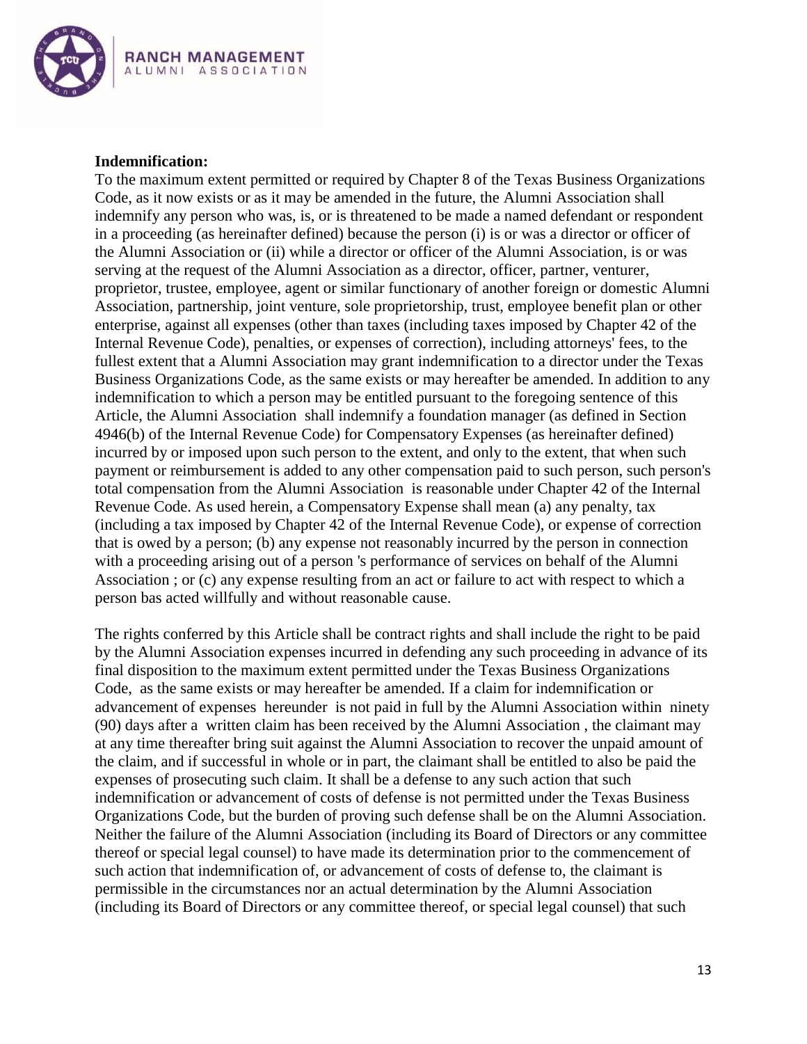**Indemnification:**

To the maximum extent permitted or required by Chapter 8 of the Texas Business Organizations Code, as it now exists or as it may be amended in the future, the Alumni Association shall indemnify any person who was, is, or is threatened to be made a named defendant or respondent in a proceeding (as hereinafter defined) because the person (i) is or was a director or officer of the Alumni Association or (ii) while a director or officer of the Alumni Association, is or was serving at the request of the Alumni Association as a director, officer, partner, venturer, proprietor, trustee, employee, agent or similar functionary of another foreign or domestic Alumni Association, partnership, joint venture, sole proprietorship, trust, employee benefit plan or other enterprise, against all expenses (other than taxes (including taxes imposed by Chapter 42 of the Internal Revenue Code), penalties, or expenses of correction), including attorneys' fees, to the fullest extent that a Alumni Association may grant indemnification to a director under the Texas Business Organizations Code, as the same exists or may hereafter be amended. In addition to any indemnification to which a person may be entitled pursuant to the foregoing sentence of this Article, the Alumni Association shall indemnify a foundation manager (as defined in Section 4946(b) of the Internal Revenue Code) for Compensatory Expenses (as hereinafter defined) incurred by or imposed upon such person to the extent, and only to the extent, that when such payment or reimbursement is added to any other compensation paid to such person, such person's total compensation from the Alumni Association is reasonable under Chapter 42 of the Internal Revenue Code. As used herein, a Compensatory Expense shall mean (a) any penalty, tax (including a tax imposed by Chapter 42 of the Internal Revenue Code), or expense of correction that is owed by a person; (b) any expense not reasonably incurred by the person in connection with a proceeding arising out of a person 's performance of services on behalf of the Alumni Association ; or (c) any expense resulting from an act or failure to act with respect to which a person bas acted willfully and without reasonable cause.

The rights conferred by this Article shall be contract rights and shall include the right to be paid by the Alumni Association expenses incurred in defending any such proceeding in advance of its final disposition to the maximum extent permitted under the Texas Business Organizations Code, as the same exists or may hereafter be amended. If a claim for indemnification or advancement of expenses hereunder is not paid in full by the Alumni Association within ninety (90) days after a written claim has been received by the Alumni Association , the claimant may at any time thereafter bring suit against the Alumni Association to recover the unpaid amount of the claim, and if successful in whole or in part, the claimant shall be entitled to also be paid the expenses of prosecuting such claim. It shall be a defense to any such action that such indemnification or advancement of costs of defense is not permitted under the Texas Business Organizations Code, but the burden of proving such defense shall be on the Alumni Association. Neither the failure of the Alumni Association (including its Board of Directors or any committee thereof or special legal counsel) to have made its determination prior to the commencement of such action that indemnification of, or advancement of costs of defense to, the claimant is permissible in the circumstances nor an actual determination by the Alumni Association (including its Board of Directors or any committee thereof, or special legal counsel) that such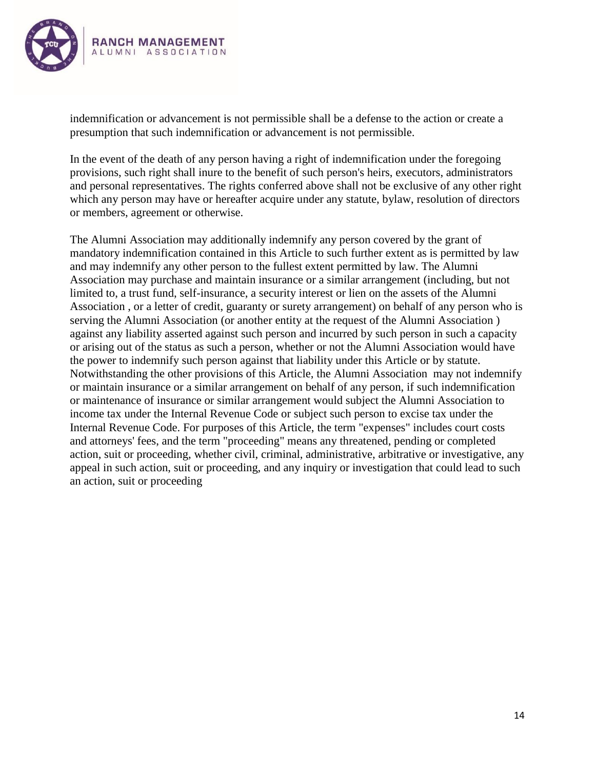indemnification or advancement is not permissible shall be a defense to the action or create a presumption that such indemnification or advancement is not permissible.

In the event of the death of any person having a right of indemnification under the foregoing provisions, such right shall inure to the benefit of such person's heirs, executors, administrators and personal representatives. The rights conferred above shall not be exclusive of any other right which any person may have or hereafter acquire under any statute, bylaw, resolution of directors or members, agreement or otherwise.

The Alumni Association may additionally indemnify any person covered by the grant of mandatory indemnification contained in this Article to such further extent as is permitted by law and may indemnify any other person to the fullest extent permitted by law. The Alumni Association may purchase and maintain insurance or a similar arrangement (including, but not limited to, a trust fund, self-insurance, a security interest or lien on the assets of the Alumni Association , or a letter of credit, guaranty or surety arrangement) on behalf of any person who is serving the Alumni Association (or another entity at the request of the Alumni Association ) against any liability asserted against such person and incurred by such person in such a capacity or arising out of the status as such a person, whether or not the Alumni Association would have the power to indemnify such person against that liability under this Article or by statute. Notwithstanding the other provisions of this Article, the Alumni Association may not indemnify or maintain insurance or a similar arrangement on behalf of any person, if such indemnification or maintenance of insurance or similar arrangement would subject the Alumni Association to income tax under the Internal Revenue Code or subject such person to excise tax under the Internal Revenue Code. For purposes of this Article, the term "expenses" includes court costs and attorneys' fees, and the term "proceeding" means any threatened, pending or completed action, suit or proceeding, whether civil, criminal, administrative, arbitrative or investigative, any appeal in such action, suit or proceeding, and any inquiry or investigation that could lead to such an action, suit or proceeding